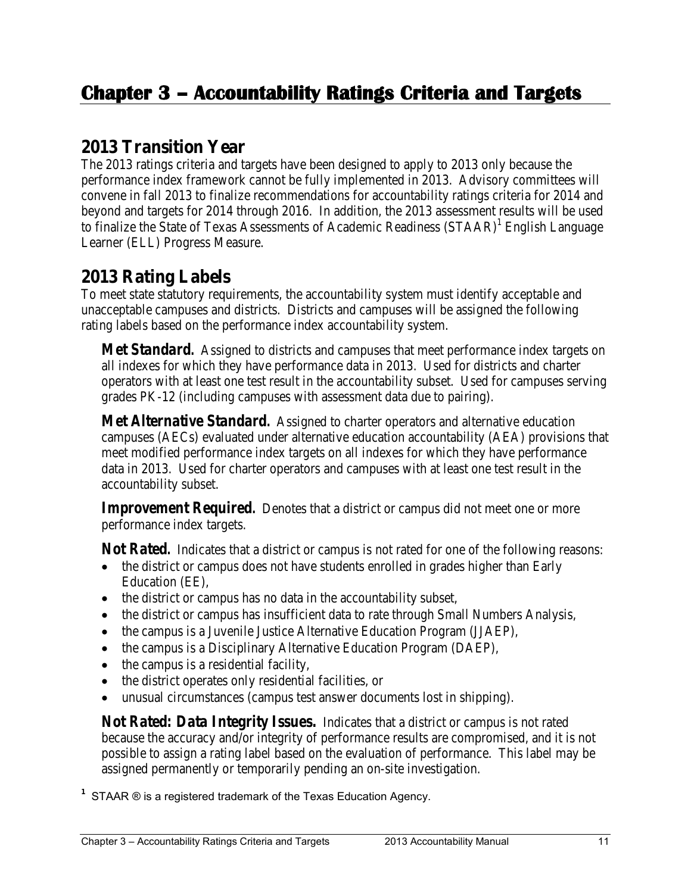# Chapter 3 – Accountability Ratings Criteria and Targets

## 2013 Transition Year

The 2013 ratings criteria and targets have been designed to apply to 2013 only because the performance index framework cannot be fully implemented in 2013. Advisory committees will convene in fall 2013 to finalize recommendations for accountability ratings criteria for 2014 and beyond and targets for 2014 through 2016. In addition, the 2013 assessment results will be used to finalize the State of Texas Assessments of Academic Readiness (STAAR)[1] English Language Learner (ELL) Progress Measure.

## 2013 Rating Labels

To meet state statutory requirements, the accountability system must identify acceptable and unacceptable campuses and districts. Districts and campuses will be assigned the following rating labels based on the performance index accountability system.

**Met Standard.** Assigned to districts and campuses that meet performance index targets on all indexes for which they have performance data in 2013. Used for districts and charter operators with at least one test result in the accountability subset. Used for campuses serving grades PK-12 (including campuses with assessment data due to pairing).

**Met Alternative Standard.** Assigned to charter operators and alternative education campuses (AECs) evaluated under alternative education accountability (AEA) provisions that meet modified performance index targets on all indexes for which they have performance data in 2013. Used for charter operators and campuses with at least one test result in the accountability subset.

**Improvement Required.** Denotes that a district or campus did not meet one or more performance index targets.

**Not Rated.** Indicates that a district or campus is not rated for one of the following reasons:

- the district or campus does not have students enrolled in grades higher than Early Education (EE),
- the district or campus has no data in the accountability subset,
- the district or campus has insufficient data to rate through Small Numbers Analysis,
- the campus is a Juvenile Justice Alternative Education Program (JJAEP),
- the campus is a Disciplinary Alternative Education Program (DAEP),
- the campus is a residential facility,
- the district operates only residential facilities, or
- unusual circumstances (campus test answer documents lost in shipping).

**Not Rated: Data Integrity Issues.** Indicates that a district or campus is not rated because the accuracy and/or integrity of performance results are compromised, and it is not possible to assign a rating label based on the evaluation of performance. This label may be assigned permanently or temporarily pending an on-site investigation.

[1] STAAR ® is a registered trademark of the Texas Education Agency.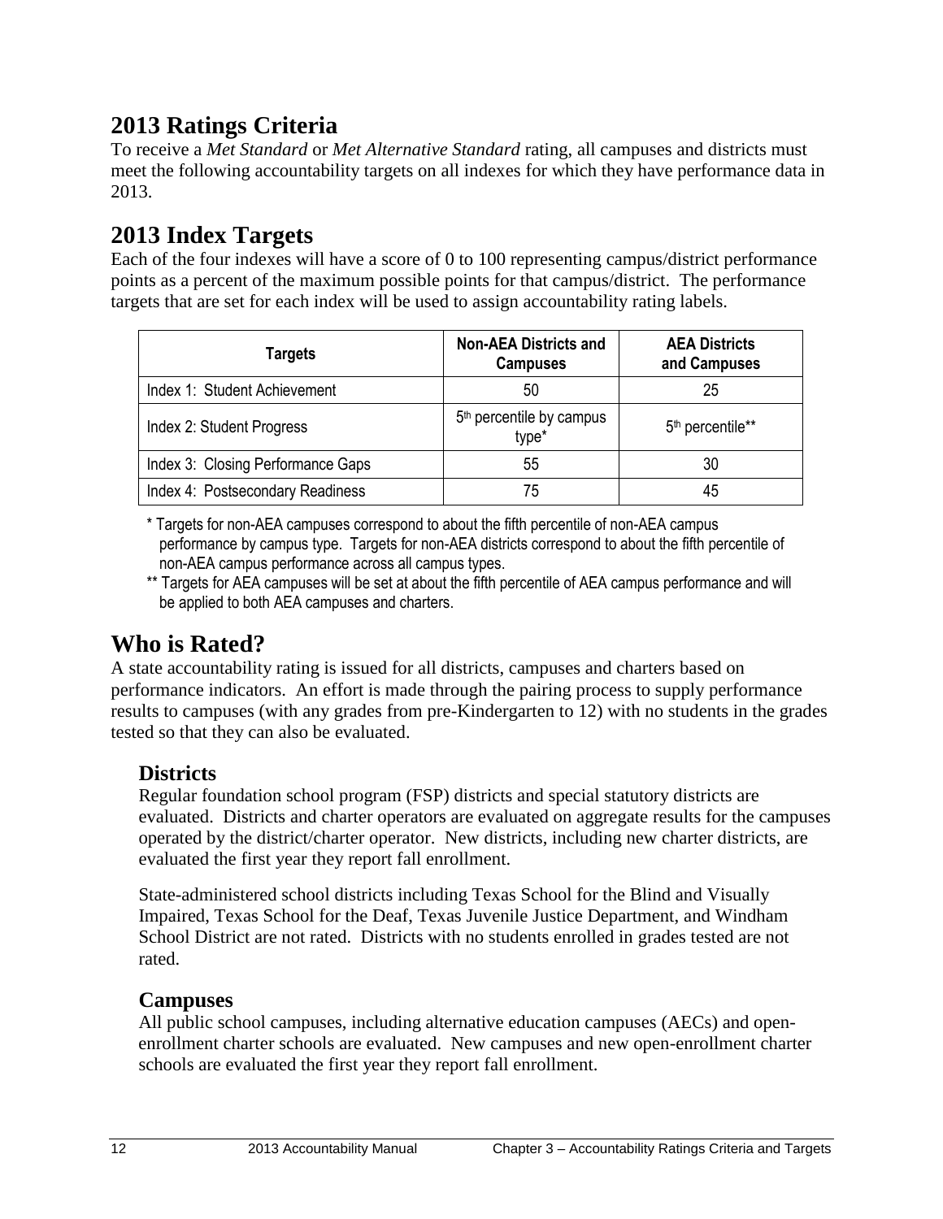## 2013 Ratings Criteria

To receive a *Met Standard* or *Met Alternative Standard* rating, all campuses and districts must meet the following accountability targets on all indexes for which they have performance data in 2013.

## 2013 Index Targets

Each of the four indexes will have a score of 0 to 100 representing campus/district performance points as a percent of the maximum possible points for that campus/district. The performance targets that are set for each index will be used to assign accountability rating labels.

| Targets | Non-AEA Districts and Campuses | AEA Districts and Campuses |
|---|---|---|
| Index 1: Student Achievement | 50 | 25 |
| Index 2: Student Progress | 5th percentile by campus type* | 5th percentile** |
| Index 3: Closing Performance Gaps | 55 | 30 |
| Index 4: Postsecondary Readiness | 75 | 45 |

\* Targets for non-AEA campuses correspond to about the fifth percentile of non-AEA campus performance by campus type. Targets for non-AEA districts correspond to about the fifth percentile of non-AEA campus performance across all campus types.

\*\* Targets for AEA campuses will be set at about the fifth percentile of AEA campus performance and will be applied to both AEA campuses and charters.

## Who is Rated?

A state accountability rating is issued for all districts, campuses and charters based on performance indicators. An effort is made through the pairing process to supply performance results to campuses (with any grades from pre-Kindergarten to 12) with no students in the grades tested so that they can also be evaluated.

### Districts

Regular foundation school program (FSP) districts and special statutory districts are evaluated. Districts and charter operators are evaluated on aggregate results for the campuses operated by the district/charter operator. New districts, including new charter districts, are evaluated the first year they report fall enrollment.

State-administered school districts including Texas School for the Blind and Visually Impaired, Texas School for the Deaf, Texas Juvenile Justice Department, and Windham School District are not rated. Districts with no students enrolled in grades tested are not rated.

### Campuses

All public school campuses, including alternative education campuses (AECs) and open-enrollment charter schools are evaluated. New campuses and new open-enrollment charter schools are evaluated the first year they report fall enrollment.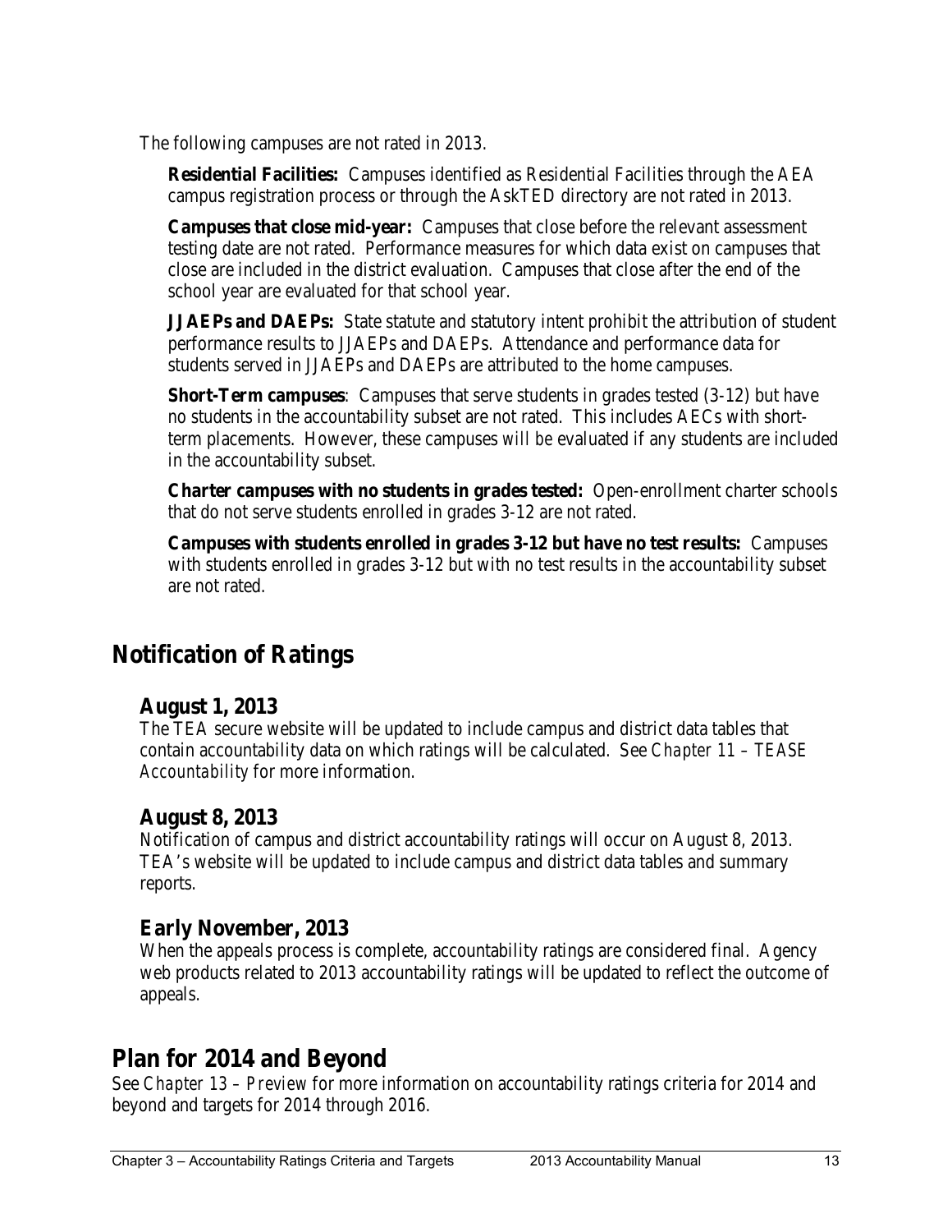The following campuses are not rated in 2013.

**Residential Facilities:** Campuses identified as Residential Facilities through the AEA campus registration process or through the AskTED directory are not rated in 2013.

**Campuses that close mid-year:** Campuses that close before the relevant assessment testing date are not rated. Performance measures for which data exist on campuses that close are included in the district evaluation. Campuses that close after the end of the school year are evaluated for that school year.

**JJAEPs and DAEPs:** State statute and statutory intent prohibit the attribution of student performance results to JJAEPs and DAEPs. Attendance and performance data for students served in JJAEPs and DAEPs are attributed to the home campuses.

**Short-Term campuses**: Campuses that serve students in grades tested (3-12) but have no students in the accountability subset are not rated. This includes AECs with short-term placements. However, these campuses *will be* evaluated if any students are included in the accountability subset.

**Charter campuses with no students in grades tested:** Open-enrollment charter schools that do not serve students enrolled in grades 3-12 are not rated.

**Campuses with students enrolled in grades 3-12 but have no test results:** Campuses with students enrolled in grades 3-12 but with no test results in the accountability subset are not rated.

## Notification of Ratings

### August 1, 2013

The TEA secure website will be updated to include campus and district data tables that contain accountability data on which ratings will be calculated. See *Chapter 11 – TEASE Accountability* for more information.

### August 8, 2013

Notification of campus and district accountability ratings will occur on August 8, 2013. TEA's website will be updated to include campus and district data tables and summary reports.

### Early November, 2013

When the appeals process is complete, accountability ratings are considered final. Agency web products related to 2013 accountability ratings will be updated to reflect the outcome of appeals.

## Plan for 2014 and Beyond

See *Chapter 13 – Preview* for more information on accountability ratings criteria for 2014 and beyond and targets for 2014 through 2016.